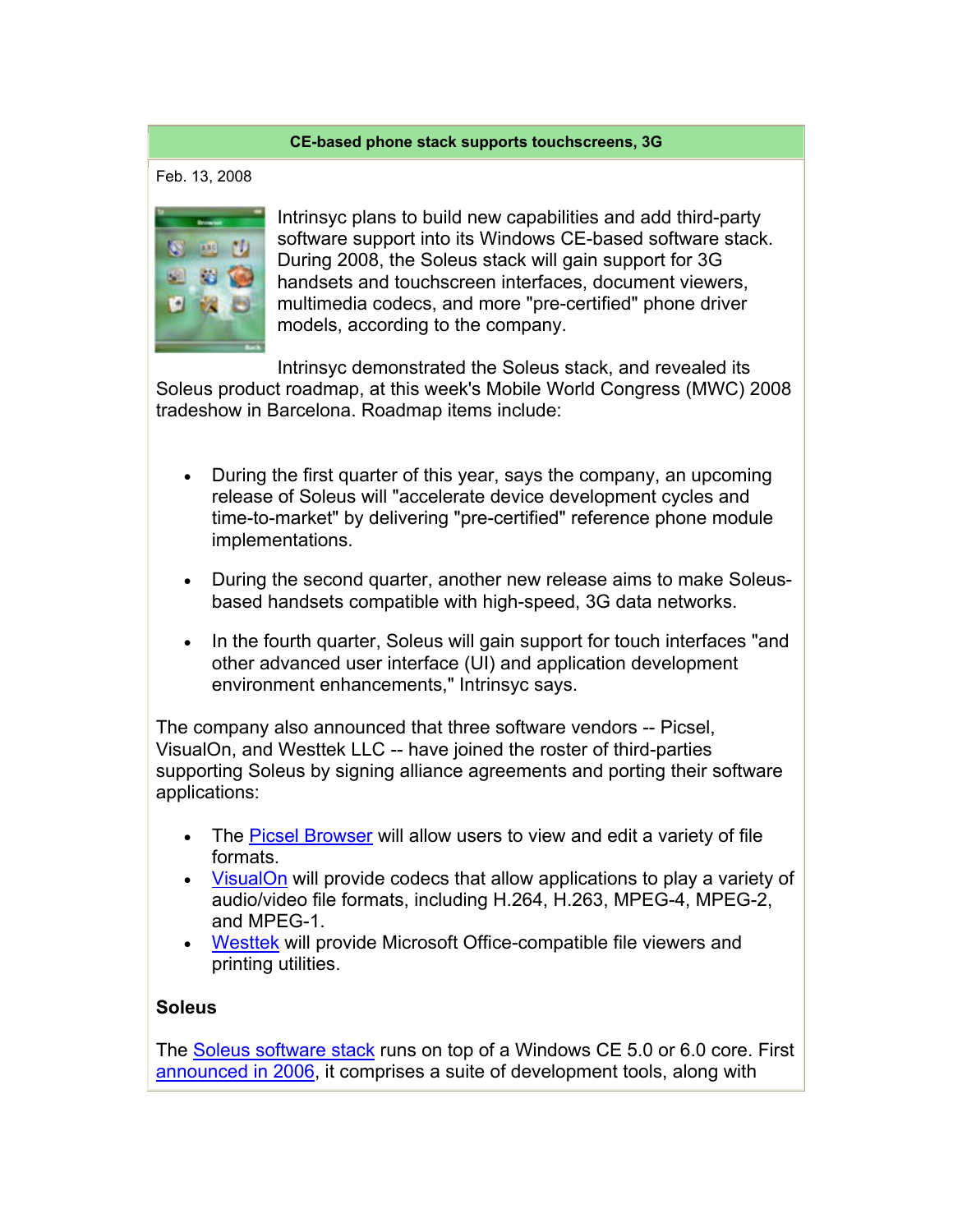**CE-based phone stack supports touchscreens, 3G**

Feb. 13, 2008

Intrinsyc plans to build new capabilities and add third-party software support into its Windows CE-based software stack. During 2008, the Soleus stack will gain support for 3G handsets and touchscreen interfaces, document viewers, multimedia codecs, and more "pre-certified" phone driver models, according to the company.

Intrinsyc demonstrated the Soleus stack, and revealed its Soleus product roadmap, at this week's Mobile World Congress (MWC) 2008 tradeshow in Barcelona. Roadmap items include:

- During the first quarter of this year, says the company, an upcoming release of Soleus will "accelerate device development cycles and time-to-market" by delivering "pre-certified" reference phone module implementations.
- During the second quarter, another new release aims to make Soleus-based handsets compatible with high-speed, 3G data networks.
- In the fourth quarter, Soleus will gain support for touch interfaces "and other advanced user interface (UI) and application development environment enhancements," Intrinsyc says.

The company also announced that three software vendors -- Picsel, VisualOn, and Westtek LLC -- have joined the roster of third-parties supporting Soleus by signing alliance agreements and porting their software applications:

- The Picsel Browser will allow users to view and edit a variety of file formats.
- VisualOn will provide codecs that allow applications to play a variety of audio/video file formats, including H.264, H.263, MPEG-4, MPEG-2, and MPEG-1.
- Westtek will provide Microsoft Office-compatible file viewers and printing utilities.

**Soleus**

The Soleus software stack runs on top of a Windows CE 5.0 or 6.0 core. First announced in 2006, it comprises a suite of development tools, along with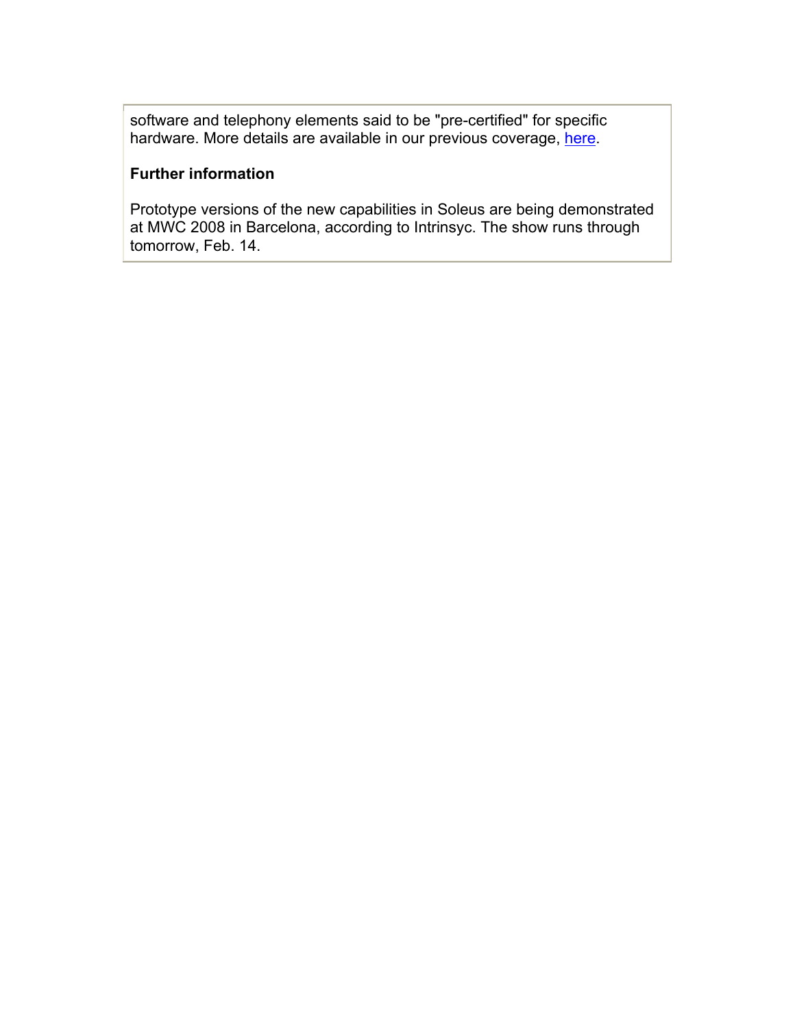software and telephony elements said to be "pre-certified" for specific hardware. More details are available in our previous coverage, here.

**Further information**

Prototype versions of the new capabilities in Soleus are being demonstrated at MWC 2008 in Barcelona, according to Intrinsyc. The show runs through tomorrow, Feb. 14.